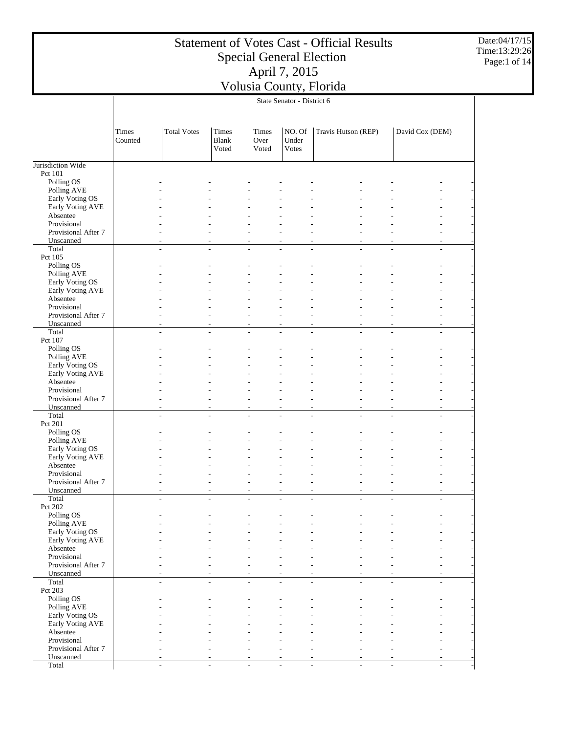# Statement of Votes Cast - Official Results
## Special General Election
## April 7, 2015
## Volusia County, Florida

| | State Senator - District 6 | | | | | | | | |
|---|---|---|---|---|---|---|---|---|---|
| | Times Counted | Total Votes | Times Blank Voted | Times Over Voted | NO. Of Under Votes | Travis Hutson (REP) | | David Cox (DEM) | |
| Jurisdiction Wide | | | | | | | | | |
| Pct 101 | | | | | | | | | |
| Polling OS | - | - | - | - | - | - | - | - | - |
| Polling AVE | - | - | - | - | - | - | - | - | - |
| Early Voting OS | - | - | - | - | - | - | - | - | - |
| Early Voting AVE | - | - | - | - | - | - | - | - | - |
| Absentee | - | - | - | - | - | - | - | - | - |
| Provisional | - | - | - | - | - | - | - | - | - |
| Provisional After 7 | - | - | - | - | - | - | - | - | - |
| Unscanned | - | - | - | - | - | - | - | - | - |
| Total | - | - | - | - | - | - | - | - | - |
| Pct 105 | | | | | | | | | |
| Polling OS | - | - | - | - | - | - | - | - | - |
| Polling AVE | - | - | - | - | - | - | - | - | - |
| Early Voting OS | - | - | - | - | - | - | - | - | - |
| Early Voting AVE | - | - | - | - | - | - | - | - | - |
| Absentee | - | - | - | - | - | - | - | - | - |
| Provisional | - | - | - | - | - | - | - | - | - |
| Provisional After 7 | - | - | - | - | - | - | - | - | - |
| Unscanned | - | - | - | - | - | - | - | - | - |
| Total | - | - | - | - | - | - | - | - | - |
| Pct 107 | | | | | | | | | |
| Polling OS | - | - | - | - | - | - | - | - | - |
| Polling AVE | - | - | - | - | - | - | - | - | - |
| Early Voting OS | - | - | - | - | - | - | - | - | - |
| Early Voting AVE | - | - | - | - | - | - | - | - | - |
| Absentee | - | - | - | - | - | - | - | - | - |
| Provisional | - | - | - | - | - | - | - | - | - |
| Provisional After 7 | - | - | - | - | - | - | - | - | - |
| Unscanned | - | - | - | - | - | - | - | - | - |
| Total | - | - | - | - | - | - | - | - | - |
| Pct 201 | | | | | | | | | |
| Polling OS | - | - | - | - | - | - | - | - | - |
| Polling AVE | - | - | - | - | - | - | - | - | - |
| Early Voting OS | - | - | - | - | - | - | - | - | - |
| Early Voting AVE | - | - | - | - | - | - | - | - | - |
| Absentee | - | - | - | - | - | - | - | - | - |
| Provisional | - | - | - | - | - | - | - | - | - |
| Provisional After 7 | - | - | - | - | - | - | - | - | - |
| Unscanned | - | - | - | - | - | - | - | - | - |
| Total | - | - | - | - | - | - | - | - | - |
| Pct 202 | | | | | | | | | |
| Polling OS | - | - | - | - | - | - | - | - | - |
| Polling AVE | - | - | - | - | - | - | - | - | - |
| Early Voting OS | - | - | - | - | - | - | - | - | - |
| Early Voting AVE | - | - | - | - | - | - | - | - | - |
| Absentee | - | - | - | - | - | - | - | - | - |
| Provisional | - | - | - | - | - | - | - | - | - |
| Provisional After 7 | - | - | - | - | - | - | - | - | - |
| Unscanned | - | - | - | - | - | - | - | - | - |
| Total | - | - | - | - | - | - | - | - | - |
| Pct 203 | | | | | | | | | |
| Polling OS | - | - | - | - | - | - | - | - | - |
| Polling AVE | - | - | - | - | - | - | - | - | - |
| Early Voting OS | - | - | - | - | - | - | - | - | - |
| Early Voting AVE | - | - | - | - | - | - | - | - | - |
| Absentee | - | - | - | - | - | - | - | - | - |
| Provisional | - | - | - | - | - | - | - | - | - |
| Provisional After 7 | - | - | - | - | - | - | - | - | - |
| Unscanned | - | - | - | - | - | - | - | - | - |
| Total | - | - | - | - | - | - | - | - | - |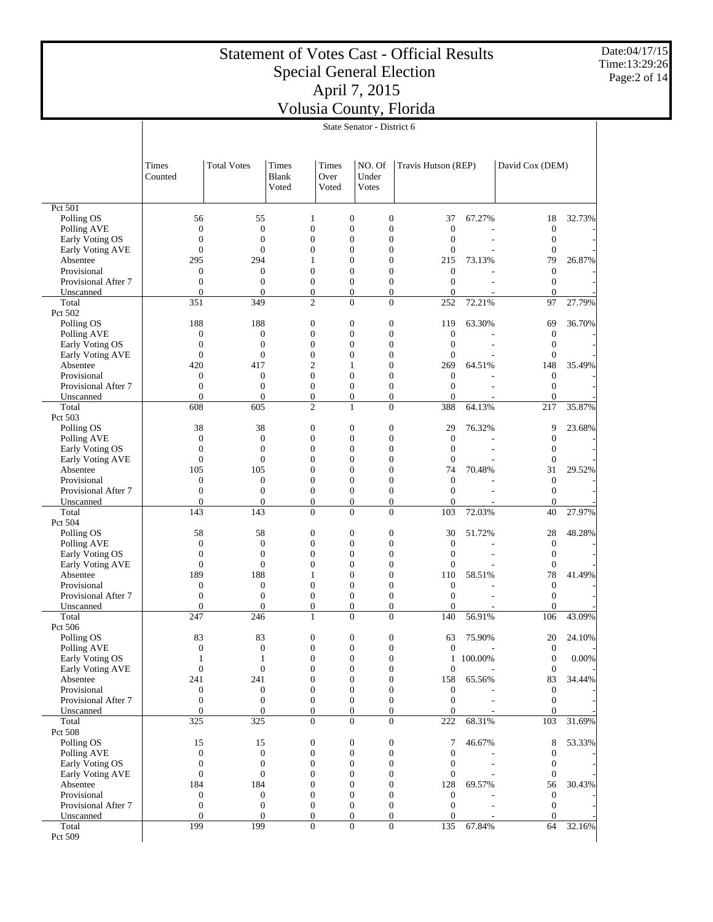# Statement of Votes Cast - Official Results
## Special General Election
## April 7, 2015
## Volusia County, Florida

Date:04/17/15
Time:13:29:26

State Senator - District 6

| | Times Counted | Total Votes | Times Blank Voted | Times Over Voted | NO. Of Under Votes | Travis Hutson (REP) | | David Cox (DEM) | |
|---|---|---|---|---|---|---|---|---|---|
| **Pct 501** | | | | | | | | | |
| Polling OS | 56 | 55 | 1 | 0 | 0 | 37 | 67.27% | 18 | 32.73% |
| Polling AVE | 0 | 0 | 0 | 0 | 0 | 0 | - | 0 | - |
| Early Voting OS | 0 | 0 | 0 | 0 | 0 | 0 | - | 0 | - |
| Early Voting AVE | 0 | 0 | 0 | 0 | 0 | 0 | - | 0 | - |
| Absentee | 295 | 294 | 1 | 0 | 0 | 215 | 73.13% | 79 | 26.87% |
| Provisional | 0 | 0 | 0 | 0 | 0 | 0 | - | 0 | - |
| Provisional After 7 | 0 | 0 | 0 | 0 | 0 | 0 | - | 0 | - |
| Unscanned | 0 | 0 | 0 | 0 | 0 | 0 | - | 0 | - |
| Total | 351 | 349 | 2 | 0 | 0 | 252 | 72.21% | 97 | 27.79% |
| **Pct 502** | | | | | | | | | |
| Polling OS | 188 | 188 | 0 | 0 | 0 | 119 | 63.30% | 69 | 36.70% |
| Polling AVE | 0 | 0 | 0 | 0 | 0 | 0 | - | 0 | - |
| Early Voting OS | 0 | 0 | 0 | 0 | 0 | 0 | - | 0 | - |
| Early Voting AVE | 0 | 0 | 0 | 0 | 0 | 0 | - | 0 | - |
| Absentee | 420 | 417 | 2 | 1 | 0 | 269 | 64.51% | 148 | 35.49% |
| Provisional | 0 | 0 | 0 | 0 | 0 | 0 | - | 0 | - |
| Provisional After 7 | 0 | 0 | 0 | 0 | 0 | 0 | - | 0 | - |
| Unscanned | 0 | 0 | 0 | 0 | 0 | 0 | - | 0 | - |
| Total | 608 | 605 | 2 | 1 | 0 | 388 | 64.13% | 217 | 35.87% |
| **Pct 503** | | | | | | | | | |
| Polling OS | 38 | 38 | 0 | 0 | 0 | 29 | 76.32% | 9 | 23.68% |
| Polling AVE | 0 | 0 | 0 | 0 | 0 | 0 | - | 0 | - |
| Early Voting OS | 0 | 0 | 0 | 0 | 0 | 0 | - | 0 | - |
| Early Voting AVE | 0 | 0 | 0 | 0 | 0 | 0 | - | 0 | - |
| Absentee | 105 | 105 | 0 | 0 | 0 | 74 | 70.48% | 31 | 29.52% |
| Provisional | 0 | 0 | 0 | 0 | 0 | 0 | - | 0 | - |
| Provisional After 7 | 0 | 0 | 0 | 0 | 0 | 0 | - | 0 | - |
| Unscanned | 0 | 0 | 0 | 0 | 0 | 0 | - | 0 | - |
| Total | 143 | 143 | 0 | 0 | 0 | 103 | 72.03% | 40 | 27.97% |
| **Pct 504** | | | | | | | | | |
| Polling OS | 58 | 58 | 0 | 0 | 0 | 30 | 51.72% | 28 | 48.28% |
| Polling AVE | 0 | 0 | 0 | 0 | 0 | 0 | - | 0 | - |
| Early Voting OS | 0 | 0 | 0 | 0 | 0 | 0 | - | 0 | - |
| Early Voting AVE | 0 | 0 | 0 | 0 | 0 | 0 | - | 0 | - |
| Absentee | 189 | 188 | 1 | 0 | 0 | 110 | 58.51% | 78 | 41.49% |
| Provisional | 0 | 0 | 0 | 0 | 0 | 0 | - | 0 | - |
| Provisional After 7 | 0 | 0 | 0 | 0 | 0 | 0 | - | 0 | - |
| Unscanned | 0 | 0 | 0 | 0 | 0 | 0 | - | 0 | - |
| Total | 247 | 246 | 1 | 0 | 0 | 140 | 56.91% | 106 | 43.09% |
| **Pct 506** | | | | | | | | | |
| Polling OS | 83 | 83 | 0 | 0 | 0 | 63 | 75.90% | 20 | 24.10% |
| Polling AVE | 0 | 0 | 0 | 0 | 0 | 0 | - | 0 | - |
| Early Voting OS | 1 | 1 | 0 | 0 | 0 | 1 | 100.00% | 0 | 0.00% |
| Early Voting AVE | 0 | 0 | 0 | 0 | 0 | 0 | - | 0 | - |
| Absentee | 241 | 241 | 0 | 0 | 0 | 158 | 65.56% | 83 | 34.44% |
| Provisional | 0 | 0 | 0 | 0 | 0 | 0 | - | 0 | - |
| Provisional After 7 | 0 | 0 | 0 | 0 | 0 | 0 | - | 0 | - |
| Unscanned | 0 | 0 | 0 | 0 | 0 | 0 | - | 0 | - |
| Total | 325 | 325 | 0 | 0 | 0 | 222 | 68.31% | 103 | 31.69% |
| **Pct 508** | | | | | | | | | |
| Polling OS | 15 | 15 | 0 | 0 | 0 | 7 | 46.67% | 8 | 53.33% |
| Polling AVE | 0 | 0 | 0 | 0 | 0 | 0 | - | 0 | - |
| Early Voting OS | 0 | 0 | 0 | 0 | 0 | 0 | - | 0 | - |
| Early Voting AVE | 0 | 0 | 0 | 0 | 0 | 0 | - | 0 | - |
| Absentee | 184 | 184 | 0 | 0 | 0 | 128 | 69.57% | 56 | 30.43% |
| Provisional | 0 | 0 | 0 | 0 | 0 | 0 | - | 0 | - |
| Provisional After 7 | 0 | 0 | 0 | 0 | 0 | 0 | - | 0 | - |
| Unscanned | 0 | 0 | 0 | 0 | 0 | 0 | - | 0 | - |
| Total | 199 | 199 | 0 | 0 | 0 | 135 | 67.84% | 64 | 32.16% |
| **Pct 509** | | | | | | | | | |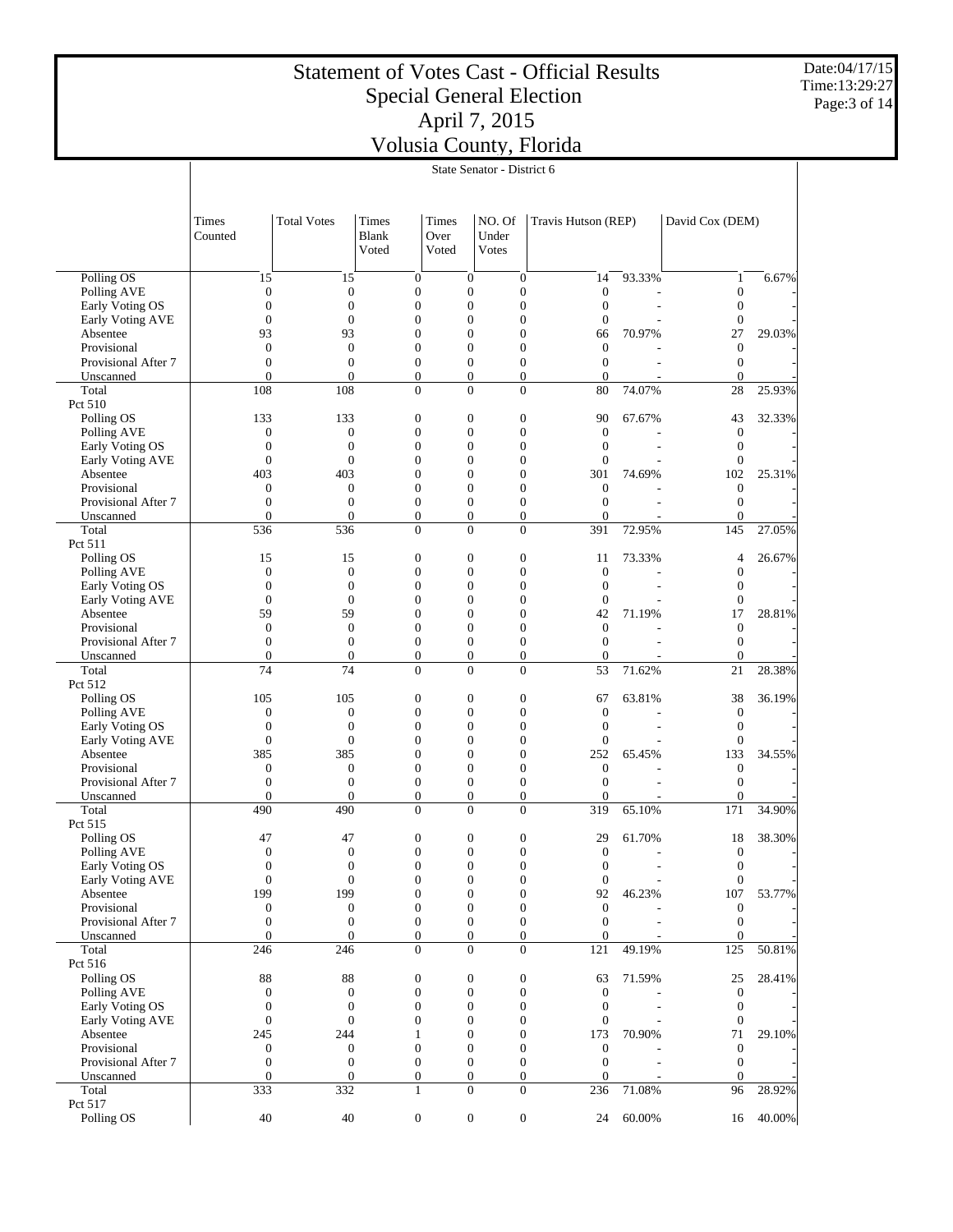# Statement of Votes Cast - Official Results
## Special General Election
## April 7, 2015
## Volusia County, Florida

Date:04/17/15
Time:13:29:27

State Senator - District 6

| | Times Counted | Total Votes | Times Blank Voted | Times Over Voted | NO. Of Under Votes | Travis Hutson (REP) | | David Cox (DEM) | |
|---|---|---|---|---|---|---|---|---|---|
| Polling OS | 15 | 15 | 0 | 0 | 0 | 14 | 93.33% | 1 | 6.67% |
| Polling AVE | 0 | 0 | 0 | 0 | 0 | 0 | - | 0 | - |
| Early Voting OS | 0 | 0 | 0 | 0 | 0 | 0 | - | 0 | - |
| Early Voting AVE | 0 | 0 | 0 | 0 | 0 | 0 | - | 0 | - |
| Absentee | 93 | 93 | 0 | 0 | 0 | 66 | 70.97% | 27 | 29.03% |
| Provisional | 0 | 0 | 0 | 0 | 0 | 0 | - | 0 | - |
| Provisional After 7 | 0 | 0 | 0 | 0 | 0 | 0 | - | 0 | - |
| Unscanned | 0 | 0 | 0 | 0 | 0 | 0 | - | 0 | - |
| Total | 108 | 108 | 0 | 0 | 0 | 80 | 74.07% | 28 | 25.93% |
| Pct 510 | | | | | | | | | |
| Polling OS | 133 | 133 | 0 | 0 | 0 | 90 | 67.67% | 43 | 32.33% |
| Polling AVE | 0 | 0 | 0 | 0 | 0 | 0 | - | 0 | - |
| Early Voting OS | 0 | 0 | 0 | 0 | 0 | 0 | - | 0 | - |
| Early Voting AVE | 0 | 0 | 0 | 0 | 0 | 0 | - | 0 | - |
| Absentee | 403 | 403 | 0 | 0 | 0 | 301 | 74.69% | 102 | 25.31% |
| Provisional | 0 | 0 | 0 | 0 | 0 | 0 | - | 0 | - |
| Provisional After 7 | 0 | 0 | 0 | 0 | 0 | 0 | - | 0 | - |
| Unscanned | 0 | 0 | 0 | 0 | 0 | 0 | - | 0 | - |
| Total | 536 | 536 | 0 | 0 | 0 | 391 | 72.95% | 145 | 27.05% |
| Pct 511 | | | | | | | | | |
| Polling OS | 15 | 15 | 0 | 0 | 0 | 11 | 73.33% | 4 | 26.67% |
| Polling AVE | 0 | 0 | 0 | 0 | 0 | 0 | - | 0 | - |
| Early Voting OS | 0 | 0 | 0 | 0 | 0 | 0 | - | 0 | - |
| Early Voting AVE | 0 | 0 | 0 | 0 | 0 | 0 | - | 0 | - |
| Absentee | 59 | 59 | 0 | 0 | 0 | 42 | 71.19% | 17 | 28.81% |
| Provisional | 0 | 0 | 0 | 0 | 0 | 0 | - | 0 | - |
| Provisional After 7 | 0 | 0 | 0 | 0 | 0 | 0 | - | 0 | - |
| Unscanned | 0 | 0 | 0 | 0 | 0 | 0 | - | 0 | - |
| Total | 74 | 74 | 0 | 0 | 0 | 53 | 71.62% | 21 | 28.38% |
| Pct 512 | | | | | | | | | |
| Polling OS | 105 | 105 | 0 | 0 | 0 | 67 | 63.81% | 38 | 36.19% |
| Polling AVE | 0 | 0 | 0 | 0 | 0 | 0 | - | 0 | - |
| Early Voting OS | 0 | 0 | 0 | 0 | 0 | 0 | - | 0 | - |
| Early Voting AVE | 0 | 0 | 0 | 0 | 0 | 0 | - | 0 | - |
| Absentee | 385 | 385 | 0 | 0 | 0 | 252 | 65.45% | 133 | 34.55% |
| Provisional | 0 | 0 | 0 | 0 | 0 | 0 | - | 0 | - |
| Provisional After 7 | 0 | 0 | 0 | 0 | 0 | 0 | - | 0 | - |
| Unscanned | 0 | 0 | 0 | 0 | 0 | 0 | - | 0 | - |
| Total | 490 | 490 | 0 | 0 | 0 | 319 | 65.10% | 171 | 34.90% |
| Pct 515 | | | | | | | | | |
| Polling OS | 47 | 47 | 0 | 0 | 0 | 29 | 61.70% | 18 | 38.30% |
| Polling AVE | 0 | 0 | 0 | 0 | 0 | 0 | - | 0 | - |
| Early Voting OS | 0 | 0 | 0 | 0 | 0 | 0 | - | 0 | - |
| Early Voting AVE | 0 | 0 | 0 | 0 | 0 | 0 | - | 0 | - |
| Absentee | 199 | 199 | 0 | 0 | 0 | 92 | 46.23% | 107 | 53.77% |
| Provisional | 0 | 0 | 0 | 0 | 0 | 0 | - | 0 | - |
| Provisional After 7 | 0 | 0 | 0 | 0 | 0 | 0 | - | 0 | - |
| Unscanned | 0 | 0 | 0 | 0 | 0 | 0 | - | 0 | - |
| Total | 246 | 246 | 0 | 0 | 0 | 121 | 49.19% | 125 | 50.81% |
| Pct 516 | | | | | | | | | |
| Polling OS | 88 | 88 | 0 | 0 | 0 | 63 | 71.59% | 25 | 28.41% |
| Polling AVE | 0 | 0 | 0 | 0 | 0 | 0 | - | 0 | - |
| Early Voting OS | 0 | 0 | 0 | 0 | 0 | 0 | - | 0 | - |
| Early Voting AVE | 0 | 0 | 0 | 0 | 0 | 0 | - | 0 | - |
| Absentee | 245 | 244 | 1 | 0 | 0 | 173 | 70.90% | 71 | 29.10% |
| Provisional | 0 | 0 | 0 | 0 | 0 | 0 | - | 0 | - |
| Provisional After 7 | 0 | 0 | 0 | 0 | 0 | 0 | - | 0 | - |
| Unscanned | 0 | 0 | 0 | 0 | 0 | 0 | - | 0 | - |
| Total | 333 | 332 | 1 | 0 | 0 | 236 | 71.08% | 96 | 28.92% |
| Pct 517 | | | | | | | | | |
| Polling OS | 40 | 40 | 0 | 0 | 0 | 24 | 60.00% | 16 | 40.00% |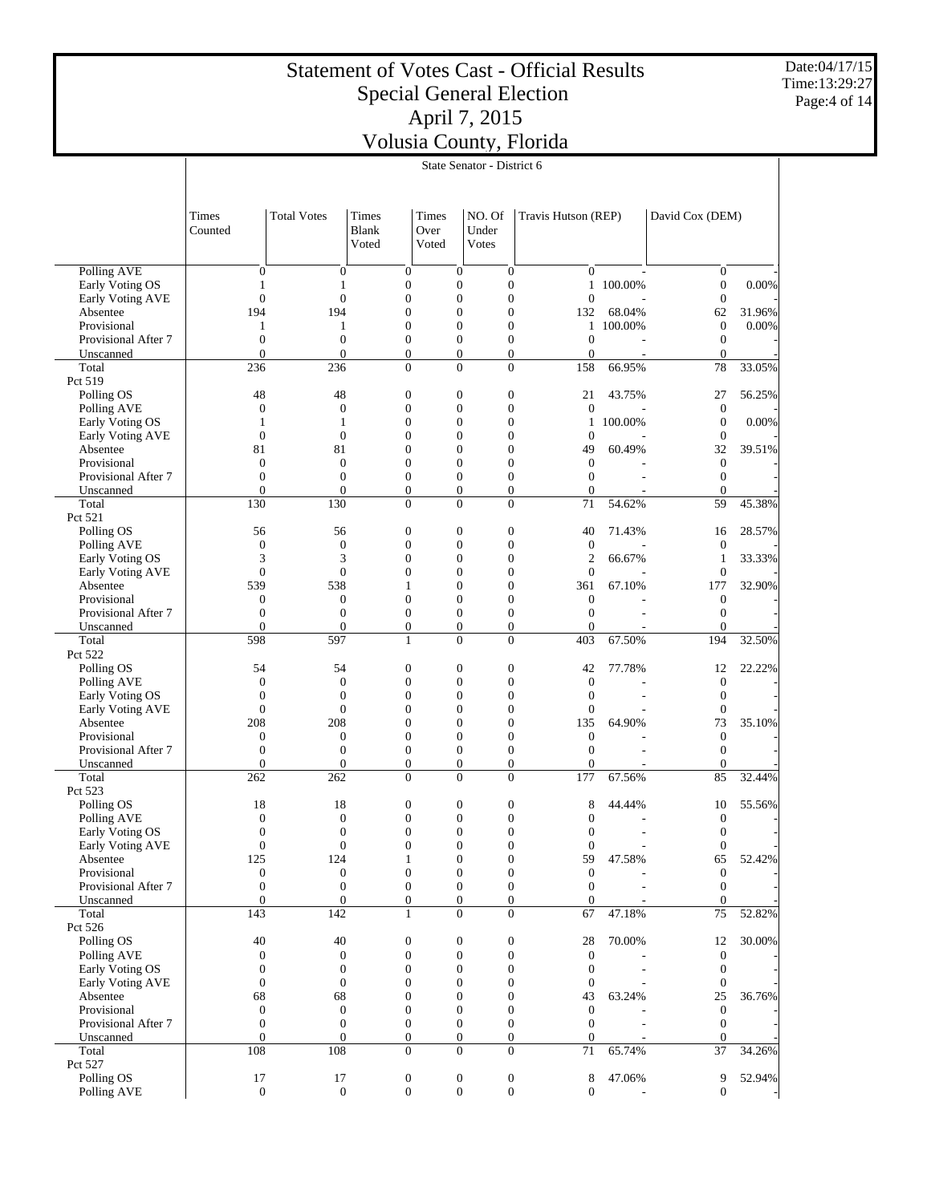# Statement of Votes Cast - Official Results
## Special General Election
## April 7, 2015
## Volusia County, Florida

Date:04/17/15
Time:13:29:27

State Senator - District 6

| | Times Counted | Total Votes | Times Blank Voted | Times Over Voted | NO. Of Under Votes | Travis Hutson (REP) | | David Cox (DEM) | |
|---|---|---|---|---|---|---|---|---|---|
| Polling AVE | 0 | 0 | 0 | 0 | 0 | 0 | - | 0 | - |
| Early Voting OS | 1 | 1 | 0 | 0 | 0 | 1 | 100.00% | 0 | 0.00% |
| Early Voting AVE | 0 | 0 | 0 | 0 | 0 | 0 | - | 0 | - |
| Absentee | 194 | 194 | 0 | 0 | 0 | 132 | 68.04% | 62 | 31.96% |
| Provisional | 1 | 1 | 0 | 0 | 0 | 1 | 100.00% | 0 | 0.00% |
| Provisional After 7 | 0 | 0 | 0 | 0 | 0 | 0 | - | 0 | - |
| Unscanned | 0 | 0 | 0 | 0 | 0 | 0 | - | 0 | - |
| Total | 236 | 236 | 0 | 0 | 0 | 158 | 66.95% | 78 | 33.05% |
| Pct 519 | | | | | | | | | |
| Polling OS | 48 | 48 | 0 | 0 | 0 | 21 | 43.75% | 27 | 56.25% |
| Polling AVE | 0 | 0 | 0 | 0 | 0 | 0 | - | 0 | - |
| Early Voting OS | 1 | 1 | 0 | 0 | 0 | 1 | 100.00% | 0 | 0.00% |
| Early Voting AVE | 0 | 0 | 0 | 0 | 0 | 0 | - | 0 | - |
| Absentee | 81 | 81 | 0 | 0 | 0 | 49 | 60.49% | 32 | 39.51% |
| Provisional | 0 | 0 | 0 | 0 | 0 | 0 | - | 0 | - |
| Provisional After 7 | 0 | 0 | 0 | 0 | 0 | 0 | - | 0 | - |
| Unscanned | 0 | 0 | 0 | 0 | 0 | 0 | - | 0 | - |
| Total | 130 | 130 | 0 | 0 | 0 | 71 | 54.62% | 59 | 45.38% |
| Pct 521 | | | | | | | | | |
| Polling OS | 56 | 56 | 0 | 0 | 0 | 40 | 71.43% | 16 | 28.57% |
| Polling AVE | 0 | 0 | 0 | 0 | 0 | 0 | - | 0 | - |
| Early Voting OS | 3 | 3 | 0 | 0 | 0 | 2 | 66.67% | 1 | 33.33% |
| Early Voting AVE | 0 | 0 | 0 | 0 | 0 | 0 | - | 0 | - |
| Absentee | 539 | 538 | 1 | 0 | 0 | 361 | 67.10% | 177 | 32.90% |
| Provisional | 0 | 0 | 0 | 0 | 0 | 0 | - | 0 | - |
| Provisional After 7 | 0 | 0 | 0 | 0 | 0 | 0 | - | 0 | - |
| Unscanned | 0 | 0 | 0 | 0 | 0 | 0 | - | 0 | - |
| Total | 598 | 597 | 1 | 0 | 0 | 403 | 67.50% | 194 | 32.50% |
| Pct 522 | | | | | | | | | |
| Polling OS | 54 | 54 | 0 | 0 | 0 | 42 | 77.78% | 12 | 22.22% |
| Polling AVE | 0 | 0 | 0 | 0 | 0 | 0 | - | 0 | - |
| Early Voting OS | 0 | 0 | 0 | 0 | 0 | 0 | - | 0 | - |
| Early Voting AVE | 0 | 0 | 0 | 0 | 0 | 0 | - | 0 | - |
| Absentee | 208 | 208 | 0 | 0 | 0 | 135 | 64.90% | 73 | 35.10% |
| Provisional | 0 | 0 | 0 | 0 | 0 | 0 | - | 0 | - |
| Provisional After 7 | 0 | 0 | 0 | 0 | 0 | 0 | - | 0 | - |
| Unscanned | 0 | 0 | 0 | 0 | 0 | 0 | - | 0 | - |
| Total | 262 | 262 | 0 | 0 | 0 | 177 | 67.56% | 85 | 32.44% |
| Pct 523 | | | | | | | | | |
| Polling OS | 18 | 18 | 0 | 0 | 0 | 8 | 44.44% | 10 | 55.56% |
| Polling AVE | 0 | 0 | 0 | 0 | 0 | 0 | - | 0 | - |
| Early Voting OS | 0 | 0 | 0 | 0 | 0 | 0 | - | 0 | - |
| Early Voting AVE | 0 | 0 | 0 | 0 | 0 | 0 | - | 0 | - |
| Absentee | 125 | 124 | 1 | 0 | 0 | 59 | 47.58% | 65 | 52.42% |
| Provisional | 0 | 0 | 0 | 0 | 0 | 0 | - | 0 | - |
| Provisional After 7 | 0 | 0 | 0 | 0 | 0 | 0 | - | 0 | - |
| Unscanned | 0 | 0 | 0 | 0 | 0 | 0 | - | 0 | - |
| Total | 143 | 142 | 1 | 0 | 0 | 67 | 47.18% | 75 | 52.82% |
| Pct 526 | | | | | | | | | |
| Polling OS | 40 | 40 | 0 | 0 | 0 | 28 | 70.00% | 12 | 30.00% |
| Polling AVE | 0 | 0 | 0 | 0 | 0 | 0 | - | 0 | - |
| Early Voting OS | 0 | 0 | 0 | 0 | 0 | 0 | - | 0 | - |
| Early Voting AVE | 0 | 0 | 0 | 0 | 0 | 0 | - | 0 | - |
| Absentee | 68 | 68 | 0 | 0 | 0 | 43 | 63.24% | 25 | 36.76% |
| Provisional | 0 | 0 | 0 | 0 | 0 | 0 | - | 0 | - |
| Provisional After 7 | 0 | 0 | 0 | 0 | 0 | 0 | - | 0 | - |
| Unscanned | 0 | 0 | 0 | 0 | 0 | 0 | - | 0 | - |
| Total | 108 | 108 | 0 | 0 | 0 | 71 | 65.74% | 37 | 34.26% |
| Pct 527 | | | | | | | | | |
| Polling OS | 17 | 17 | 0 | 0 | 0 | 8 | 47.06% | 9 | 52.94% |
| Polling AVE | 0 | 0 | 0 | 0 | 0 | 0 | - | 0 | - |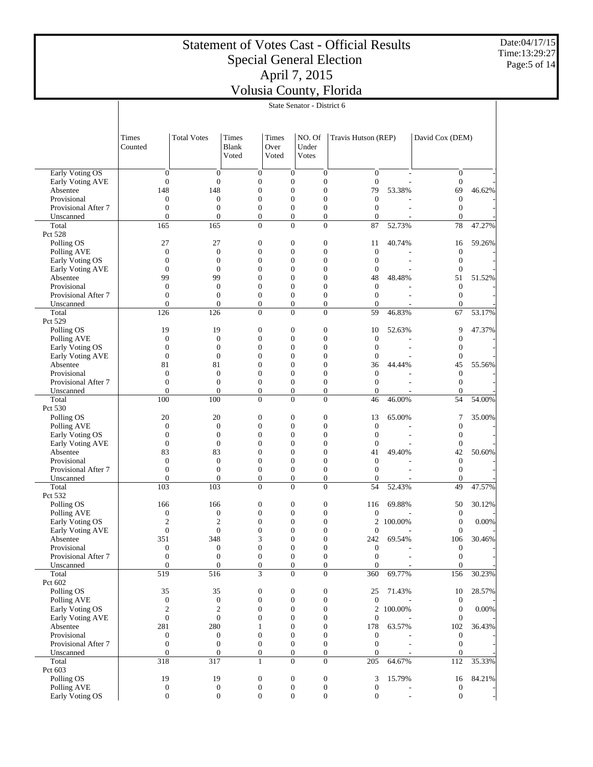# Statement of Votes Cast - Official Results
## Special General Election
## April 7, 2015
## Volusia County, Florida

Date:04/17/15
Time:13:29:27

State Senator - District 6

| | Times Counted | Total Votes | Times Blank Voted | Times Over Voted | NO. Of Under Votes | Travis Hutson (REP) | | David Cox (DEM) | |
|---|---|---|---|---|---|---|---|---|---|
| Early Voting OS | 0 | 0 | 0 | 0 | 0 | 0 | - | 0 | - |
| Early Voting AVE | 0 | 0 | 0 | 0 | 0 | 0 | - | 0 | - |
| Absentee | 148 | 148 | 0 | 0 | 0 | 79 | 53.38% | 69 | 46.62% |
| Provisional | 0 | 0 | 0 | 0 | 0 | 0 | - | 0 | - |
| Provisional After 7 | 0 | 0 | 0 | 0 | 0 | 0 | - | 0 | - |
| Unscanned | 0 | 0 | 0 | 0 | 0 | 0 | - | 0 | - |
| Total | 165 | 165 | 0 | 0 | 0 | 87 | 52.73% | 78 | 47.27% |
| Pct 528 | | | | | | | | | |
| Polling OS | 27 | 27 | 0 | 0 | 0 | 11 | 40.74% | 16 | 59.26% |
| Polling AVE | 0 | 0 | 0 | 0 | 0 | 0 | - | 0 | - |
| Early Voting OS | 0 | 0 | 0 | 0 | 0 | 0 | - | 0 | - |
| Early Voting AVE | 0 | 0 | 0 | 0 | 0 | 0 | - | 0 | - |
| Absentee | 99 | 99 | 0 | 0 | 0 | 48 | 48.48% | 51 | 51.52% |
| Provisional | 0 | 0 | 0 | 0 | 0 | 0 | - | 0 | - |
| Provisional After 7 | 0 | 0 | 0 | 0 | 0 | 0 | - | 0 | - |
| Unscanned | 0 | 0 | 0 | 0 | 0 | 0 | - | 0 | - |
| Total | 126 | 126 | 0 | 0 | 0 | 59 | 46.83% | 67 | 53.17% |
| Pct 529 | | | | | | | | | |
| Polling OS | 19 | 19 | 0 | 0 | 0 | 10 | 52.63% | 9 | 47.37% |
| Polling AVE | 0 | 0 | 0 | 0 | 0 | 0 | - | 0 | - |
| Early Voting OS | 0 | 0 | 0 | 0 | 0 | 0 | - | 0 | - |
| Early Voting AVE | 0 | 0 | 0 | 0 | 0 | 0 | - | 0 | - |
| Absentee | 81 | 81 | 0 | 0 | 0 | 36 | 44.44% | 45 | 55.56% |
| Provisional | 0 | 0 | 0 | 0 | 0 | 0 | - | 0 | - |
| Provisional After 7 | 0 | 0 | 0 | 0 | 0 | 0 | - | 0 | - |
| Unscanned | 0 | 0 | 0 | 0 | 0 | 0 | - | 0 | - |
| Total | 100 | 100 | 0 | 0 | 0 | 46 | 46.00% | 54 | 54.00% |
| Pct 530 | | | | | | | | | |
| Polling OS | 20 | 20 | 0 | 0 | 0 | 13 | 65.00% | 7 | 35.00% |
| Polling AVE | 0 | 0 | 0 | 0 | 0 | 0 | - | 0 | - |
| Early Voting OS | 0 | 0 | 0 | 0 | 0 | 0 | - | 0 | - |
| Early Voting AVE | 0 | 0 | 0 | 0 | 0 | 0 | - | 0 | - |
| Absentee | 83 | 83 | 0 | 0 | 0 | 41 | 49.40% | 42 | 50.60% |
| Provisional | 0 | 0 | 0 | 0 | 0 | 0 | - | 0 | - |
| Provisional After 7 | 0 | 0 | 0 | 0 | 0 | 0 | - | 0 | - |
| Unscanned | 0 | 0 | 0 | 0 | 0 | 0 | - | 0 | - |
| Total | 103 | 103 | 0 | 0 | 0 | 54 | 52.43% | 49 | 47.57% |
| Pct 532 | | | | | | | | | |
| Polling OS | 166 | 166 | 0 | 0 | 0 | 116 | 69.88% | 50 | 30.12% |
| Polling AVE | 0 | 0 | 0 | 0 | 0 | 0 | - | 0 | - |
| Early Voting OS | 2 | 2 | 0 | 0 | 0 | 2 | 100.00% | 0 | 0.00% |
| Early Voting AVE | 0 | 0 | 0 | 0 | 0 | 0 | - | 0 | - |
| Absentee | 351 | 348 | 3 | 0 | 0 | 242 | 69.54% | 106 | 30.46% |
| Provisional | 0 | 0 | 0 | 0 | 0 | 0 | - | 0 | - |
| Provisional After 7 | 0 | 0 | 0 | 0 | 0 | 0 | - | 0 | - |
| Unscanned | 0 | 0 | 0 | 0 | 0 | 0 | - | 0 | - |
| Total | 519 | 516 | 3 | 0 | 0 | 360 | 69.77% | 156 | 30.23% |
| Pct 602 | | | | | | | | | |
| Polling OS | 35 | 35 | 0 | 0 | 0 | 25 | 71.43% | 10 | 28.57% |
| Polling AVE | 0 | 0 | 0 | 0 | 0 | 0 | - | 0 | - |
| Early Voting OS | 2 | 2 | 0 | 0 | 0 | 2 | 100.00% | 0 | 0.00% |
| Early Voting AVE | 0 | 0 | 0 | 0 | 0 | 0 | - | 0 | - |
| Absentee | 281 | 280 | 1 | 0 | 0 | 178 | 63.57% | 102 | 36.43% |
| Provisional | 0 | 0 | 0 | 0 | 0 | 0 | - | 0 | - |
| Provisional After 7 | 0 | 0 | 0 | 0 | 0 | 0 | - | 0 | - |
| Unscanned | 0 | 0 | 0 | 0 | 0 | 0 | - | 0 | - |
| Total | 318 | 317 | 1 | 0 | 0 | 205 | 64.67% | 112 | 35.33% |
| Pct 603 | | | | | | | | | |
| Polling OS | 19 | 19 | 0 | 0 | 0 | 3 | 15.79% | 16 | 84.21% |
| Polling AVE | 0 | 0 | 0 | 0 | 0 | 0 | - | 0 | - |
| Early Voting OS | 0 | 0 | 0 | 0 | 0 | 0 | - | 0 | - |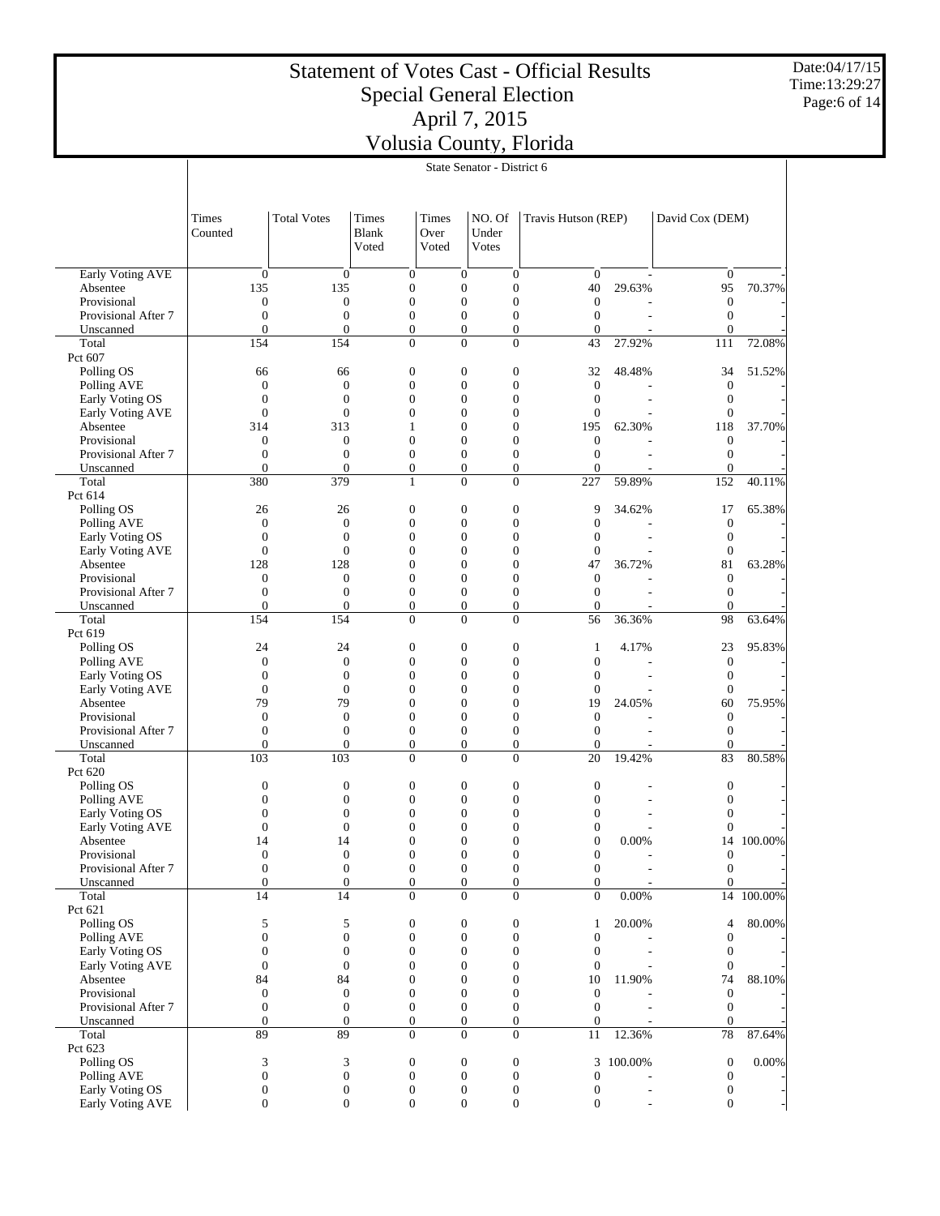# Statement of Votes Cast - Official Results
## Special General Election
## April 7, 2015
## Volusia County, Florida

State Senator - District 6

| | Times Counted | Total Votes | Times Blank Voted | Times Over Voted | NO. Of Under Votes | Travis Hutson (REP) | | David Cox (DEM) | |
|---|---|---|---|---|---|---|---|---|---|
| Early Voting AVE | 0 | 0 | 0 | 0 | 0 | 0 | - | 0 | - |
| Absentee | 135 | 135 | 0 | 0 | 0 | 40 | 29.63% | 95 | 70.37% |
| Provisional | 0 | 0 | 0 | 0 | 0 | 0 | - | 0 | - |
| Provisional After 7 | 0 | 0 | 0 | 0 | 0 | 0 | - | 0 | - |
| Unscanned | 0 | 0 | 0 | 0 | 0 | 0 | - | 0 | - |
| Total | 154 | 154 | 0 | 0 | 0 | 43 | 27.92% | 111 | 72.08% |
| Pct 607 | | | | | | | | | |
| Polling OS | 66 | 66 | 0 | 0 | 0 | 32 | 48.48% | 34 | 51.52% |
| Polling AVE | 0 | 0 | 0 | 0 | 0 | 0 | - | 0 | - |
| Early Voting OS | 0 | 0 | 0 | 0 | 0 | 0 | - | 0 | - |
| Early Voting AVE | 0 | 0 | 0 | 0 | 0 | 0 | - | 0 | - |
| Absentee | 314 | 313 | 1 | 0 | 0 | 195 | 62.30% | 118 | 37.70% |
| Provisional | 0 | 0 | 0 | 0 | 0 | 0 | - | 0 | - |
| Provisional After 7 | 0 | 0 | 0 | 0 | 0 | 0 | - | 0 | - |
| Unscanned | 0 | 0 | 0 | 0 | 0 | 0 | - | 0 | - |
| Total | 380 | 379 | 1 | 0 | 0 | 227 | 59.89% | 152 | 40.11% |
| Pct 614 | | | | | | | | | |
| Polling OS | 26 | 26 | 0 | 0 | 0 | 9 | 34.62% | 17 | 65.38% |
| Polling AVE | 0 | 0 | 0 | 0 | 0 | 0 | - | 0 | - |
| Early Voting OS | 0 | 0 | 0 | 0 | 0 | 0 | - | 0 | - |
| Early Voting AVE | 0 | 0 | 0 | 0 | 0 | 0 | - | 0 | - |
| Absentee | 128 | 128 | 0 | 0 | 0 | 47 | 36.72% | 81 | 63.28% |
| Provisional | 0 | 0 | 0 | 0 | 0 | 0 | - | 0 | - |
| Provisional After 7 | 0 | 0 | 0 | 0 | 0 | 0 | - | 0 | - |
| Unscanned | 0 | 0 | 0 | 0 | 0 | 0 | - | 0 | - |
| Total | 154 | 154 | 0 | 0 | 0 | 56 | 36.36% | 98 | 63.64% |
| Pct 619 | | | | | | | | | |
| Polling OS | 24 | 24 | 0 | 0 | 0 | 1 | 4.17% | 23 | 95.83% |
| Polling AVE | 0 | 0 | 0 | 0 | 0 | 0 | - | 0 | - |
| Early Voting OS | 0 | 0 | 0 | 0 | 0 | 0 | - | 0 | - |
| Early Voting AVE | 0 | 0 | 0 | 0 | 0 | 0 | - | 0 | - |
| Absentee | 79 | 79 | 0 | 0 | 0 | 19 | 24.05% | 60 | 75.95% |
| Provisional | 0 | 0 | 0 | 0 | 0 | 0 | - | 0 | - |
| Provisional After 7 | 0 | 0 | 0 | 0 | 0 | 0 | - | 0 | - |
| Unscanned | 0 | 0 | 0 | 0 | 0 | 0 | - | 0 | - |
| Total | 103 | 103 | 0 | 0 | 0 | 20 | 19.42% | 83 | 80.58% |
| Pct 620 | | | | | | | | | |
| Polling OS | 0 | 0 | 0 | 0 | 0 | 0 | - | 0 | - |
| Polling AVE | 0 | 0 | 0 | 0 | 0 | 0 | - | 0 | - |
| Early Voting OS | 0 | 0 | 0 | 0 | 0 | 0 | - | 0 | - |
| Early Voting AVE | 0 | 0 | 0 | 0 | 0 | 0 | - | 0 | - |
| Absentee | 14 | 14 | 0 | 0 | 0 | 0 | 0.00% | 14 | 100.00% |
| Provisional | 0 | 0 | 0 | 0 | 0 | 0 | - | 0 | - |
| Provisional After 7 | 0 | 0 | 0 | 0 | 0 | 0 | - | 0 | - |
| Unscanned | 0 | 0 | 0 | 0 | 0 | 0 | - | 0 | - |
| Total | 14 | 14 | 0 | 0 | 0 | 0 | 0.00% | 14 | 100.00% |
| Pct 621 | | | | | | | | | |
| Polling OS | 5 | 5 | 0 | 0 | 0 | 1 | 20.00% | 4 | 80.00% |
| Polling AVE | 0 | 0 | 0 | 0 | 0 | 0 | - | 0 | - |
| Early Voting OS | 0 | 0 | 0 | 0 | 0 | 0 | - | 0 | - |
| Early Voting AVE | 0 | 0 | 0 | 0 | 0 | 0 | - | 0 | - |
| Absentee | 84 | 84 | 0 | 0 | 0 | 10 | 11.90% | 74 | 88.10% |
| Provisional | 0 | 0 | 0 | 0 | 0 | 0 | - | 0 | - |
| Provisional After 7 | 0 | 0 | 0 | 0 | 0 | 0 | - | 0 | - |
| Unscanned | 0 | 0 | 0 | 0 | 0 | 0 | - | 0 | - |
| Total | 89 | 89 | 0 | 0 | 0 | 11 | 12.36% | 78 | 87.64% |
| Pct 623 | | | | | | | | | |
| Polling OS | 3 | 3 | 0 | 0 | 0 | 3 | 100.00% | 0 | 0.00% |
| Polling AVE | 0 | 0 | 0 | 0 | 0 | 0 | - | 0 | - |
| Early Voting OS | 0 | 0 | 0 | 0 | 0 | 0 | - | 0 | - |
| Early Voting AVE | 0 | 0 | 0 | 0 | 0 | 0 | - | 0 | - |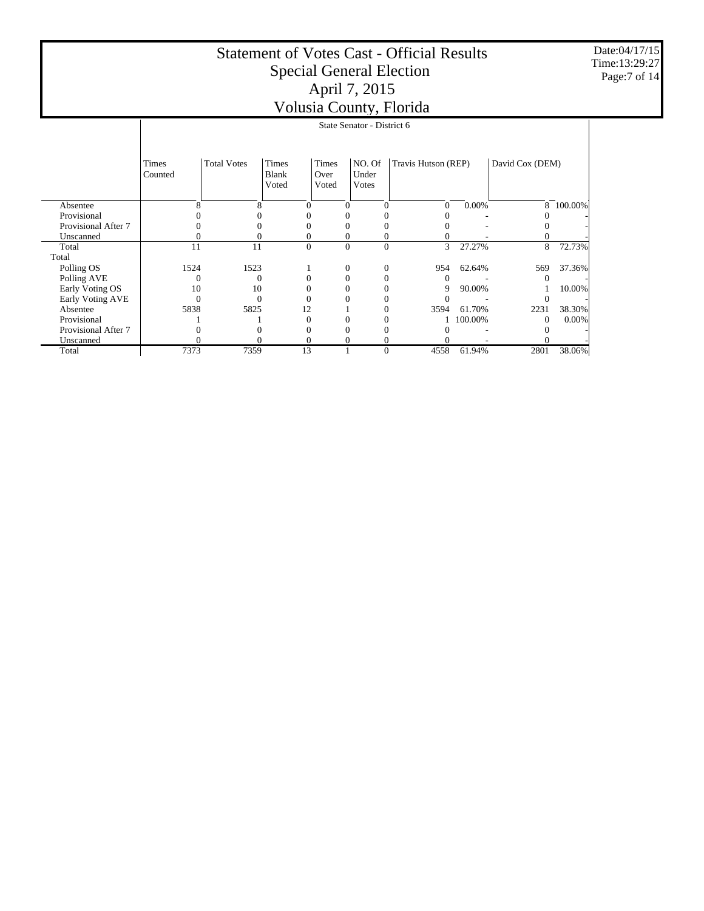# Statement of Votes Cast - Official Results
## Special General Election
## April 7, 2015
## Volusia County, Florida

Date:04/17/15
Time:13:29:27

State Senator - District 6

| | Times Counted | Total Votes | Times Blank Voted | Times Over Voted | NO. Of Under Votes | Travis Hutson (REP) | | David Cox (DEM) | |
|---|---|---|---|---|---|---|---|---|---|
| Absentee | 8 | 8 | 0 | 0 | 0 | 0 | 0.00% | 8 | 100.00% |
| Provisional | 0 | 0 | 0 | 0 | 0 | 0 | - | 0 | - |
| Provisional After 7 | 0 | 0 | 0 | 0 | 0 | 0 | - | 0 | - |
| Unscanned | 0 | 0 | 0 | 0 | 0 | 0 | - | 0 | - |
| Total | 11 | 11 | 0 | 0 | 0 | 3 | 27.27% | 8 | 72.73% |
| Total | | | | | | | | | |
| Polling OS | 1524 | 1523 | 1 | 0 | 0 | 954 | 62.64% | 569 | 37.36% |
| Polling AVE | 0 | 0 | 0 | 0 | 0 | 0 | - | 0 | - |
| Early Voting OS | 10 | 10 | 0 | 0 | 0 | 9 | 90.00% | 1 | 10.00% |
| Early Voting AVE | 0 | 0 | 0 | 0 | 0 | 0 | - | 0 | - |
| Absentee | 5838 | 5825 | 12 | 1 | 0 | 3594 | 61.70% | 2231 | 38.30% |
| Provisional | 1 | 1 | 0 | 0 | 0 | 1 | 100.00% | 0 | 0.00% |
| Provisional After 7 | 0 | 0 | 0 | 0 | 0 | 0 | - | 0 | - |
| Unscanned | 0 | 0 | 0 | 0 | 0 | 0 | - | 0 | - |
| Total | 7373 | 7359 | 13 | 1 | 0 | 4558 | 61.94% | 2801 | 38.06% |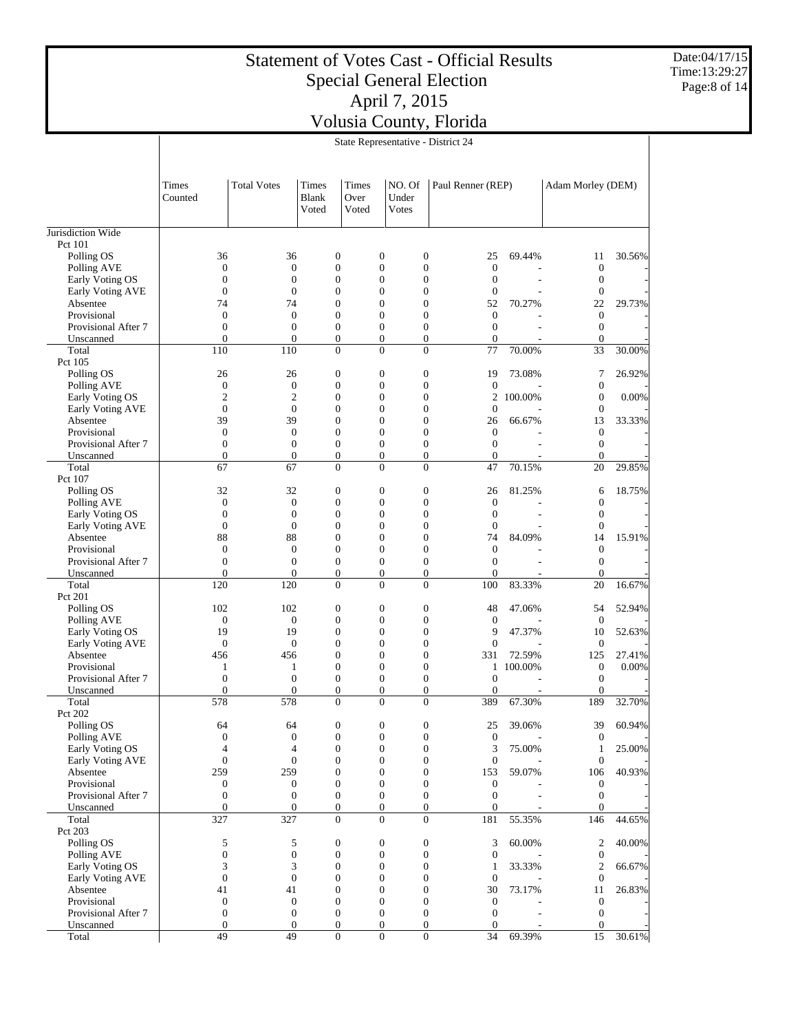# Statement of Votes Cast - Official Results
## Special General Election
## April 7, 2015
## Volusia County, Florida

State Representative - District 24

| | Times Counted | Total Votes | Times Blank Voted | Times Over Voted | NO. Of Under Votes | Paul Renner (REP) | | Adam Morley (DEM) | |
|---|---|---|---|---|---|---|---|---|---|
| Jurisdiction Wide | | | | | | | | | |
| Pct 101 | | | | | | | | | |
| Polling OS | 36 | 36 | 0 | 0 | 0 | 25 | 69.44% | 11 | 30.56% |
| Polling AVE | 0 | 0 | 0 | 0 | 0 | 0 | - | 0 | - |
| Early Voting OS | 0 | 0 | 0 | 0 | 0 | 0 | - | 0 | - |
| Early Voting AVE | 0 | 0 | 0 | 0 | 0 | 0 | - | 0 | - |
| Absentee | 74 | 74 | 0 | 0 | 0 | 52 | 70.27% | 22 | 29.73% |
| Provisional | 0 | 0 | 0 | 0 | 0 | 0 | - | 0 | - |
| Provisional After 7 | 0 | 0 | 0 | 0 | 0 | 0 | - | 0 | - |
| Unscanned | 0 | 0 | 0 | 0 | 0 | 0 | - | 0 | - |
| Total | 110 | 110 | 0 | 0 | 0 | 77 | 70.00% | 33 | 30.00% |
| Pct 105 | | | | | | | | | |
| Polling OS | 26 | 26 | 0 | 0 | 0 | 19 | 73.08% | 7 | 26.92% |
| Polling AVE | 0 | 0 | 0 | 0 | 0 | 0 | - | 0 | - |
| Early Voting OS | 2 | 2 | 0 | 0 | 0 | 2 | 100.00% | 0 | 0.00% |
| Early Voting AVE | 0 | 0 | 0 | 0 | 0 | 0 | - | 0 | - |
| Absentee | 39 | 39 | 0 | 0 | 0 | 26 | 66.67% | 13 | 33.33% |
| Provisional | 0 | 0 | 0 | 0 | 0 | 0 | - | 0 | - |
| Provisional After 7 | 0 | 0 | 0 | 0 | 0 | 0 | - | 0 | - |
| Unscanned | 0 | 0 | 0 | 0 | 0 | 0 | - | 0 | - |
| Total | 67 | 67 | 0 | 0 | 0 | 47 | 70.15% | 20 | 29.85% |
| Pct 107 | | | | | | | | | |
| Polling OS | 32 | 32 | 0 | 0 | 0 | 26 | 81.25% | 6 | 18.75% |
| Polling AVE | 0 | 0 | 0 | 0 | 0 | 0 | - | 0 | - |
| Early Voting OS | 0 | 0 | 0 | 0 | 0 | 0 | - | 0 | - |
| Early Voting AVE | 0 | 0 | 0 | 0 | 0 | 0 | - | 0 | - |
| Absentee | 88 | 88 | 0 | 0 | 0 | 74 | 84.09% | 14 | 15.91% |
| Provisional | 0 | 0 | 0 | 0 | 0 | 0 | - | 0 | - |
| Provisional After 7 | 0 | 0 | 0 | 0 | 0 | 0 | - | 0 | - |
| Unscanned | 0 | 0 | 0 | 0 | 0 | 0 | - | 0 | - |
| Total | 120 | 120 | 0 | 0 | 0 | 100 | 83.33% | 20 | 16.67% |
| Pct 201 | | | | | | | | | |
| Polling OS | 102 | 102 | 0 | 0 | 0 | 48 | 47.06% | 54 | 52.94% |
| Polling AVE | 0 | 0 | 0 | 0 | 0 | 0 | - | 0 | - |
| Early Voting OS | 19 | 19 | 0 | 0 | 0 | 9 | 47.37% | 10 | 52.63% |
| Early Voting AVE | 0 | 0 | 0 | 0 | 0 | 0 | - | 0 | - |
| Absentee | 456 | 456 | 0 | 0 | 0 | 331 | 72.59% | 125 | 27.41% |
| Provisional | 1 | 1 | 0 | 0 | 0 | 1 | 100.00% | 0 | 0.00% |
| Provisional After 7 | 0 | 0 | 0 | 0 | 0 | 0 | - | 0 | - |
| Unscanned | 0 | 0 | 0 | 0 | 0 | 0 | - | 0 | - |
| Total | 578 | 578 | 0 | 0 | 0 | 389 | 67.30% | 189 | 32.70% |
| Pct 202 | | | | | | | | | |
| Polling OS | 64 | 64 | 0 | 0 | 0 | 25 | 39.06% | 39 | 60.94% |
| Polling AVE | 0 | 0 | 0 | 0 | 0 | 0 | - | 0 | - |
| Early Voting OS | 4 | 4 | 0 | 0 | 0 | 3 | 75.00% | 1 | 25.00% |
| Early Voting AVE | 0 | 0 | 0 | 0 | 0 | 0 | - | 0 | - |
| Absentee | 259 | 259 | 0 | 0 | 0 | 153 | 59.07% | 106 | 40.93% |
| Provisional | 0 | 0 | 0 | 0 | 0 | 0 | - | 0 | - |
| Provisional After 7 | 0 | 0 | 0 | 0 | 0 | 0 | - | 0 | - |
| Unscanned | 0 | 0 | 0 | 0 | 0 | 0 | - | 0 | - |
| Total | 327 | 327 | 0 | 0 | 0 | 181 | 55.35% | 146 | 44.65% |
| Pct 203 | | | | | | | | | |
| Polling OS | 5 | 5 | 0 | 0 | 0 | 3 | 60.00% | 2 | 40.00% |
| Polling AVE | 0 | 0 | 0 | 0 | 0 | 0 | - | 0 | - |
| Early Voting OS | 3 | 3 | 0 | 0 | 0 | 1 | 33.33% | 2 | 66.67% |
| Early Voting AVE | 0 | 0 | 0 | 0 | 0 | 0 | - | 0 | - |
| Absentee | 41 | 41 | 0 | 0 | 0 | 30 | 73.17% | 11 | 26.83% |
| Provisional | 0 | 0 | 0 | 0 | 0 | 0 | - | 0 | - |
| Provisional After 7 | 0 | 0 | 0 | 0 | 0 | 0 | - | 0 | - |
| Unscanned | 0 | 0 | 0 | 0 | 0 | 0 | - | 0 | - |
| Total | 49 | 49 | 0 | 0 | 0 | 34 | 69.39% | 15 | 30.61% |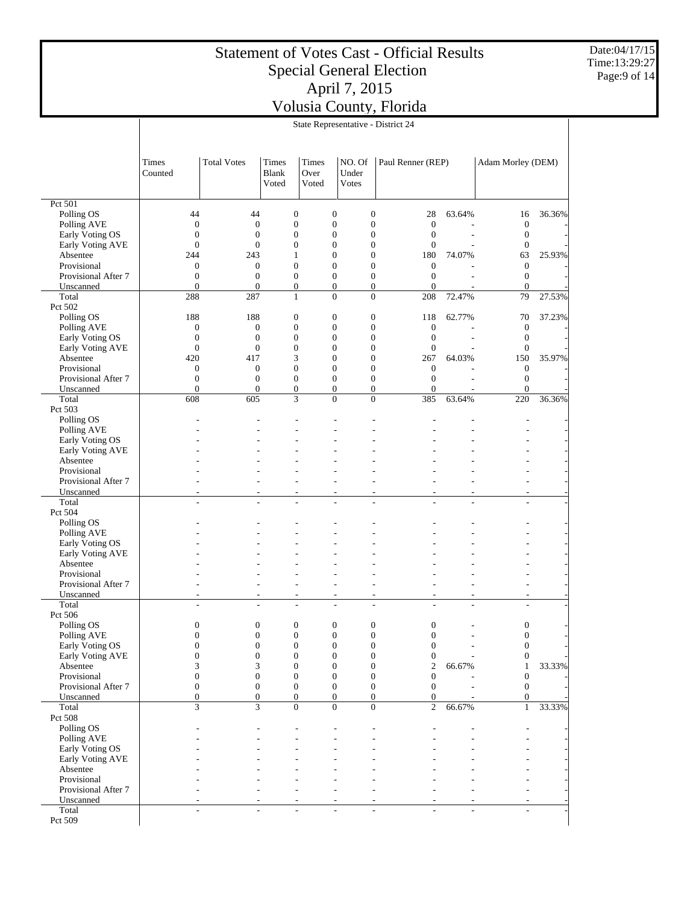# Statement of Votes Cast - Official Results
## Special General Election
## April 7, 2015
## Volusia County, Florida

Date:04/17/15
Time:13:29:27

### State Representative - District 24

| | Times Counted | Total Votes | Times Blank Voted | Times Over Voted | NO. Of Under Votes | Paul Renner (REP) | | Adam Morley (DEM) | |
|---|---|---|---|---|---|---|---|---|---|
| **Pct 501** | | | | | | | | | |
| Polling OS | 44 | 44 | 0 | 0 | 0 | 28 | 63.64% | 16 | 36.36% |
| Polling AVE | 0 | 0 | 0 | 0 | 0 | 0 | - | 0 | - |
| Early Voting OS | 0 | 0 | 0 | 0 | 0 | 0 | - | 0 | - |
| Early Voting AVE | 0 | 0 | 0 | 0 | 0 | 0 | - | 0 | - |
| Absentee | 244 | 243 | 1 | 0 | 0 | 180 | 74.07% | 63 | 25.93% |
| Provisional | 0 | 0 | 0 | 0 | 0 | 0 | - | 0 | - |
| Provisional After 7 | 0 | 0 | 0 | 0 | 0 | 0 | - | 0 | - |
| Unscanned | 0 | 0 | 0 | 0 | 0 | 0 | - | 0 | - |
| Total | 288 | 287 | 1 | 0 | 0 | 208 | 72.47% | 79 | 27.53% |
| **Pct 502** | | | | | | | | | |
| Polling OS | 188 | 188 | 0 | 0 | 0 | 118 | 62.77% | 70 | 37.23% |
| Polling AVE | 0 | 0 | 0 | 0 | 0 | 0 | - | 0 | - |
| Early Voting OS | 0 | 0 | 0 | 0 | 0 | 0 | - | 0 | - |
| Early Voting AVE | 0 | 0 | 0 | 0 | 0 | 0 | - | 0 | - |
| Absentee | 420 | 417 | 3 | 0 | 0 | 267 | 64.03% | 150 | 35.97% |
| Provisional | 0 | 0 | 0 | 0 | 0 | 0 | - | 0 | - |
| Provisional After 7 | 0 | 0 | 0 | 0 | 0 | 0 | - | 0 | - |
| Unscanned | 0 | 0 | 0 | 0 | 0 | 0 | - | 0 | - |
| Total | 608 | 605 | 3 | 0 | 0 | 385 | 63.64% | 220 | 36.36% |
| **Pct 503** | | | | | | | | | |
| Polling OS | - | - | - | - | - | - | - | - | - |
| Polling AVE | - | - | - | - | - | - | - | - | - |
| Early Voting OS | - | - | - | - | - | - | - | - | - |
| Early Voting AVE | - | - | - | - | - | - | - | - | - |
| Absentee | - | - | - | - | - | - | - | - | - |
| Provisional | - | - | - | - | - | - | - | - | - |
| Provisional After 7 | - | - | - | - | - | - | - | - | - |
| Unscanned | - | - | - | - | - | - | - | - | - |
| Total | - | - | - | - | - | - | - | - | - |
| **Pct 504** | | | | | | | | | |
| Polling OS | - | - | - | - | - | - | - | - | - |
| Polling AVE | - | - | - | - | - | - | - | - | - |
| Early Voting OS | - | - | - | - | - | - | - | - | - |
| Early Voting AVE | - | - | - | - | - | - | - | - | - |
| Absentee | - | - | - | - | - | - | - | - | - |
| Provisional | - | - | - | - | - | - | - | - | - |
| Provisional After 7 | - | - | - | - | - | - | - | - | - |
| Unscanned | - | - | - | - | - | - | - | - | - |
| Total | - | - | - | - | - | - | - | - | - |
| **Pct 506** | | | | | | | | | |
| Polling OS | 0 | 0 | 0 | 0 | 0 | 0 | - | 0 | - |
| Polling AVE | 0 | 0 | 0 | 0 | 0 | 0 | - | 0 | - |
| Early Voting OS | 0 | 0 | 0 | 0 | 0 | 0 | - | 0 | - |
| Early Voting AVE | 0 | 0 | 0 | 0 | 0 | 0 | - | 0 | - |
| Absentee | 3 | 3 | 0 | 0 | 0 | 2 | 66.67% | 1 | 33.33% |
| Provisional | 0 | 0 | 0 | 0 | 0 | 0 | - | 0 | - |
| Provisional After 7 | 0 | 0 | 0 | 0 | 0 | 0 | - | 0 | - |
| Unscanned | 0 | 0 | 0 | 0 | 0 | 0 | - | 0 | - |
| Total | 3 | 3 | 0 | 0 | 0 | 2 | 66.67% | 1 | 33.33% |
| **Pct 508** | | | | | | | | | |
| Polling OS | - | - | - | - | - | - | - | - | - |
| Polling AVE | - | - | - | - | - | - | - | - | - |
| Early Voting OS | - | - | - | - | - | - | - | - | - |
| Early Voting AVE | - | - | - | - | - | - | - | - | - |
| Absentee | - | - | - | - | - | - | - | - | - |
| Provisional | - | - | - | - | - | - | - | - | - |
| Provisional After 7 | - | - | - | - | - | - | - | - | - |
| Unscanned | - | - | - | - | - | - | - | - | - |
| Total | - | - | - | - | - | - | - | - | - |
| **Pct 509** | | | | | | | | | |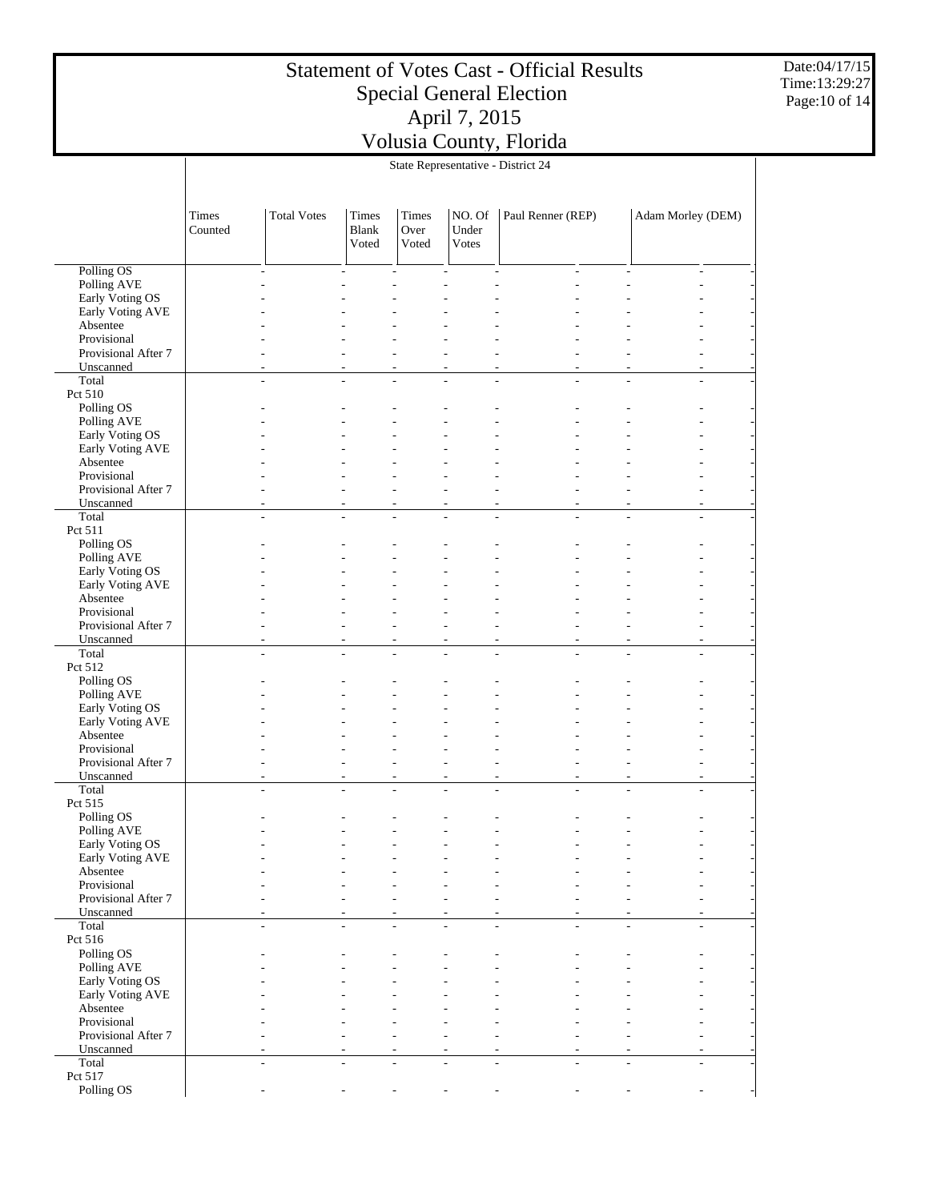# Statement of Votes Cast - Official Results
## Special General Election
## April 7, 2015
## Volusia County, Florida

State Representative - District 24

| | Times Counted | Total Votes | Times Blank Voted | Times Over Voted | NO. Of Under Votes | Paul Renner (REP) | | Adam Morley (DEM) | |
|---|---|---|---|---|---|---|---|---|---|
| Polling OS | - | - | - | - | - | - | - | - | - |
| Polling AVE | - | - | - | - | - | - | - | - | - |
| Early Voting OS | - | - | - | - | - | - | - | - | - |
| Early Voting AVE | - | - | - | - | - | - | - | - | - |
| Absentee | - | - | - | - | - | - | - | - | - |
| Provisional | - | - | - | - | - | - | - | - | - |
| Provisional After 7 | - | - | - | - | - | - | - | - | - |
| Unscanned | - | - | - | - | - | - | - | - | - |
| Total | - | - | - | - | - | - | - | - | - |
| Pct 510 | | | | | | | | | |
| Polling OS | - | - | - | - | - | - | - | - | - |
| Polling AVE | - | - | - | - | - | - | - | - | - |
| Early Voting OS | - | - | - | - | - | - | - | - | - |
| Early Voting AVE | - | - | - | - | - | - | - | - | - |
| Absentee | - | - | - | - | - | - | - | - | - |
| Provisional | - | - | - | - | - | - | - | - | - |
| Provisional After 7 | - | - | - | - | - | - | - | - | - |
| Unscanned | - | - | - | - | - | - | - | - | - |
| Total | - | - | - | - | - | - | - | - | - |
| Pct 511 | | | | | | | | | |
| Polling OS | - | - | - | - | - | - | - | - | - |
| Polling AVE | - | - | - | - | - | - | - | - | - |
| Early Voting OS | - | - | - | - | - | - | - | - | - |
| Early Voting AVE | - | - | - | - | - | - | - | - | - |
| Absentee | - | - | - | - | - | - | - | - | - |
| Provisional | - | - | - | - | - | - | - | - | - |
| Provisional After 7 | - | - | - | - | - | - | - | - | - |
| Unscanned | - | - | - | - | - | - | - | - | - |
| Total | - | - | - | - | - | - | - | - | - |
| Pct 512 | | | | | | | | | |
| Polling OS | - | - | - | - | - | - | - | - | - |
| Polling AVE | - | - | - | - | - | - | - | - | - |
| Early Voting OS | - | - | - | - | - | - | - | - | - |
| Early Voting AVE | - | - | - | - | - | - | - | - | - |
| Absentee | - | - | - | - | - | - | - | - | - |
| Provisional | - | - | - | - | - | - | - | - | - |
| Provisional After 7 | - | - | - | - | - | - | - | - | - |
| Unscanned | - | - | - | - | - | - | - | - | - |
| Total | - | - | - | - | - | - | - | - | - |
| Pct 515 | | | | | | | | | |
| Polling OS | - | - | - | - | - | - | - | - | - |
| Polling AVE | - | - | - | - | - | - | - | - | - |
| Early Voting OS | - | - | - | - | - | - | - | - | - |
| Early Voting AVE | - | - | - | - | - | - | - | - | - |
| Absentee | - | - | - | - | - | - | - | - | - |
| Provisional | - | - | - | - | - | - | - | - | - |
| Provisional After 7 | - | - | - | - | - | - | - | - | - |
| Unscanned | - | - | - | - | - | - | - | - | - |
| Total | - | - | - | - | - | - | - | - | - |
| Pct 516 | | | | | | | | | |
| Polling OS | - | - | - | - | - | - | - | - | - |
| Polling AVE | - | - | - | - | - | - | - | - | - |
| Early Voting OS | - | - | - | - | - | - | - | - | - |
| Early Voting AVE | - | - | - | - | - | - | - | - | - |
| Absentee | - | - | - | - | - | - | - | - | - |
| Provisional | - | - | - | - | - | - | - | - | - |
| Provisional After 7 | - | - | - | - | - | - | - | - | - |
| Unscanned | - | - | - | - | - | - | - | - | - |
| Total | - | - | - | - | - | - | - | - | - |
| Pct 517 | | | | | | | | | |
| Polling OS | - | - | - | - | - | - | - | - | - |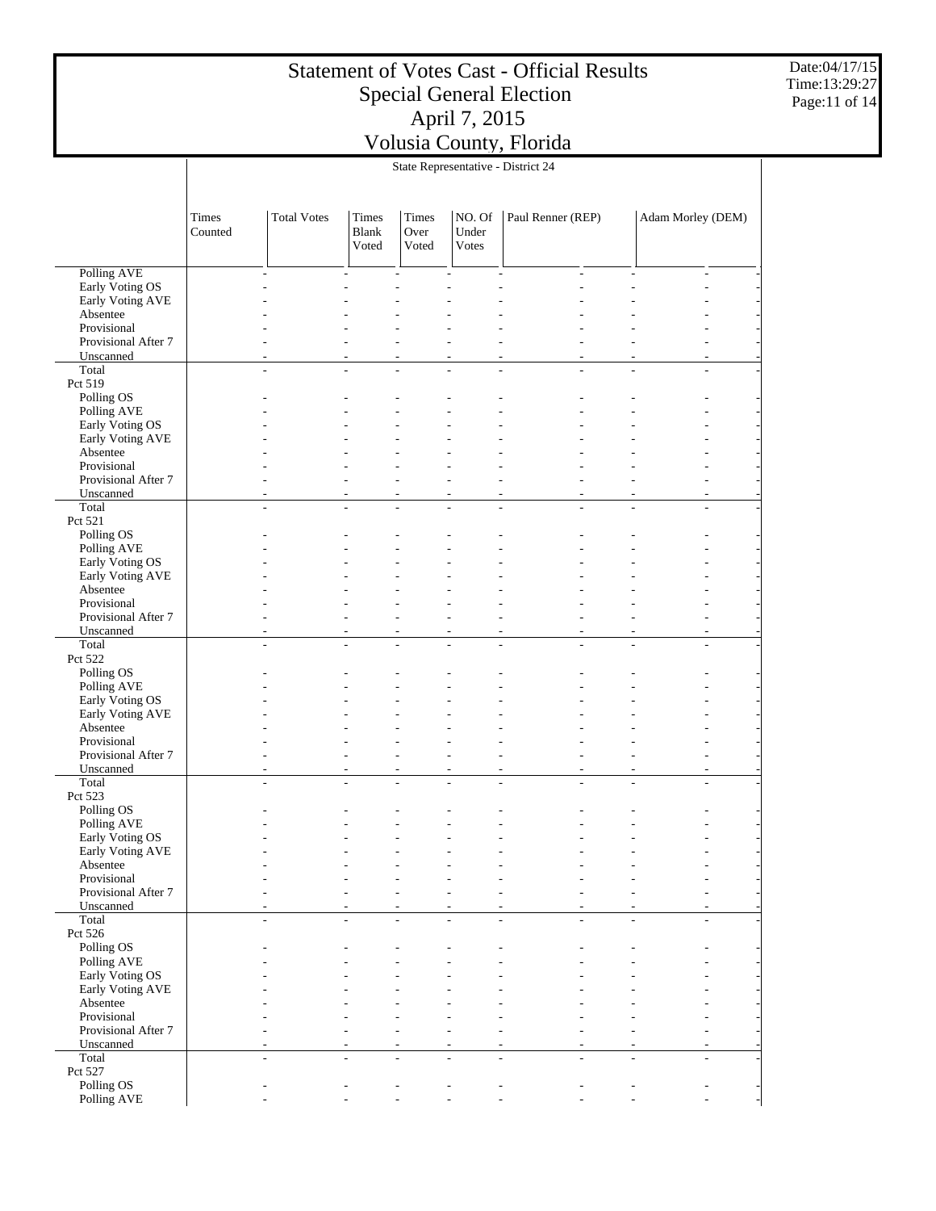# Statement of Votes Cast - Official Results
## Special General Election
## April 7, 2015
## Volusia County, Florida

State Representative - District 24

| | Times Counted | Total Votes | Times Blank Voted | Times Over Voted | NO. Of Under Votes | Paul Renner (REP) | | Adam Morley (DEM) | |
|---|---|---|---|---|---|---|---|---|---|
| Polling AVE | - | - | - | - | - | - | - | - | - |
| Early Voting OS | - | - | - | - | - | - | - | - | - |
| Early Voting AVE | - | - | - | - | - | - | - | - | - |
| Absentee | - | - | - | - | - | - | - | - | - |
| Provisional | - | - | - | - | - | - | - | - | - |
| Provisional After 7 | - | - | - | - | - | - | - | - | - |
| Unscanned | - | - | - | - | - | - | - | - | - |
| Total | - | - | - | - | - | - | - | - | - |
| Pct 519 | | | | | | | | | |
| Polling OS | - | - | - | - | - | - | - | - | - |
| Polling AVE | - | - | - | - | - | - | - | - | - |
| Early Voting OS | - | - | - | - | - | - | - | - | - |
| Early Voting AVE | - | - | - | - | - | - | - | - | - |
| Absentee | - | - | - | - | - | - | - | - | - |
| Provisional | - | - | - | - | - | - | - | - | - |
| Provisional After 7 | - | - | - | - | - | - | - | - | - |
| Unscanned | - | - | - | - | - | - | - | - | - |
| Total | - | - | - | - | - | - | - | - | - |
| Pct 521 | | | | | | | | | |
| Polling OS | - | - | - | - | - | - | - | - | - |
| Polling AVE | - | - | - | - | - | - | - | - | - |
| Early Voting OS | - | - | - | - | - | - | - | - | - |
| Early Voting AVE | - | - | - | - | - | - | - | - | - |
| Absentee | - | - | - | - | - | - | - | - | - |
| Provisional | - | - | - | - | - | - | - | - | - |
| Provisional After 7 | - | - | - | - | - | - | - | - | - |
| Unscanned | - | - | - | - | - | - | - | - | - |
| Total | - | - | - | - | - | - | - | - | - |
| Pct 522 | | | | | | | | | |
| Polling OS | - | - | - | - | - | - | - | - | - |
| Polling AVE | - | - | - | - | - | - | - | - | - |
| Early Voting OS | - | - | - | - | - | - | - | - | - |
| Early Voting AVE | - | - | - | - | - | - | - | - | - |
| Absentee | - | - | - | - | - | - | - | - | - |
| Provisional | - | - | - | - | - | - | - | - | - |
| Provisional After 7 | - | - | - | - | - | - | - | - | - |
| Unscanned | - | - | - | - | - | - | - | - | - |
| Total | - | - | - | - | - | - | - | - | - |
| Pct 523 | | | | | | | | | |
| Polling OS | - | - | - | - | - | - | - | - | - |
| Polling AVE | - | - | - | - | - | - | - | - | - |
| Early Voting OS | - | - | - | - | - | - | - | - | - |
| Early Voting AVE | - | - | - | - | - | - | - | - | - |
| Absentee | - | - | - | - | - | - | - | - | - |
| Provisional | - | - | - | - | - | - | - | - | - |
| Provisional After 7 | - | - | - | - | - | - | - | - | - |
| Unscanned | - | - | - | - | - | - | - | - | - |
| Total | - | - | - | - | - | - | - | - | - |
| Pct 526 | | | | | | | | | |
| Polling OS | - | - | - | - | - | - | - | - | - |
| Polling AVE | - | - | - | - | - | - | - | - | - |
| Early Voting OS | - | - | - | - | - | - | - | - | - |
| Early Voting AVE | - | - | - | - | - | - | - | - | - |
| Absentee | - | - | - | - | - | - | - | - | - |
| Provisional | - | - | - | - | - | - | - | - | - |
| Provisional After 7 | - | - | - | - | - | - | - | - | - |
| Unscanned | - | - | - | - | - | - | - | - | - |
| Total | - | - | - | - | - | - | - | - | - |
| Pct 527 | | | | | | | | | |
| Polling OS | - | - | - | - | - | - | - | - | - |
| Polling AVE | - | - | - | - | - | - | - | - | - |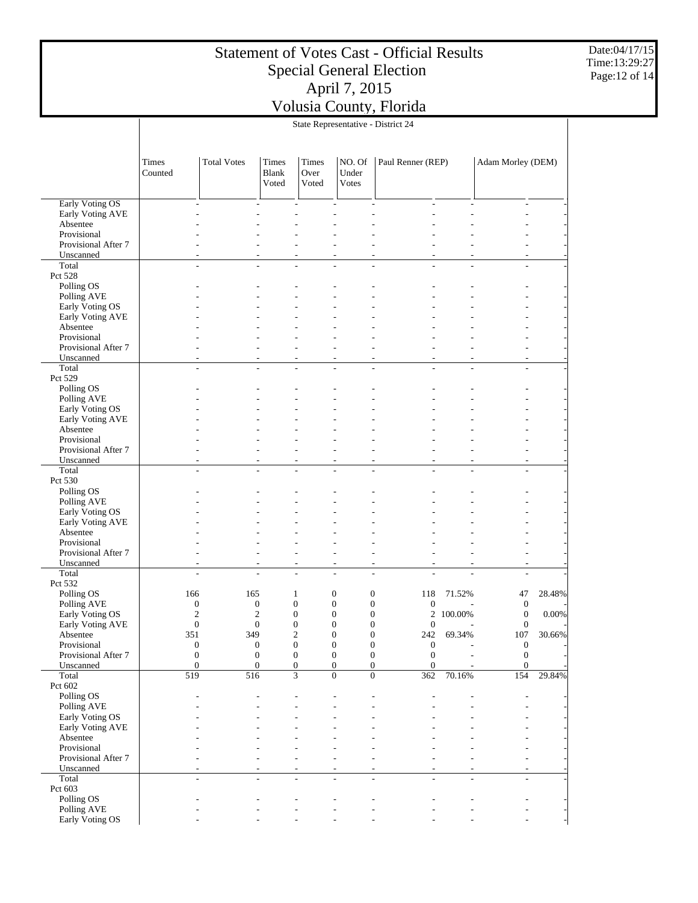# Statement of Votes Cast - Official Results
## Special General Election
## April 7, 2015
## Volusia County, Florida

Date:04/17/15
Time:13:29:27

### State Representative - District 24

| | Times Counted | Total Votes | Times Blank Voted | Times Over Voted | NO. Of Under Votes | Paul Renner (REP) | | Adam Morley (DEM) | |
|---|---|---|---|---|---|---|---|---|---|
| Early Voting OS | - | - | - | - | - | - | - | - | - |
| Early Voting AVE | - | - | - | - | - | - | - | - | - |
| Absentee | - | - | - | - | - | - | - | - | - |
| Provisional | - | - | - | - | - | - | - | - | - |
| Provisional After 7 | - | - | - | - | - | - | - | - | - |
| Unscanned | - | - | - | - | - | - | - | - | - |
| Total | - | - | - | - | - | - | - | - | - |
| Pct 528 | | | | | | | | | |
| Polling OS | - | - | - | - | - | - | - | - | - |
| Polling AVE | - | - | - | - | - | - | - | - | - |
| Early Voting OS | - | - | - | - | - | - | - | - | - |
| Early Voting AVE | - | - | - | - | - | - | - | - | - |
| Absentee | - | - | - | - | - | - | - | - | - |
| Provisional | - | - | - | - | - | - | - | - | - |
| Provisional After 7 | - | - | - | - | - | - | - | - | - |
| Unscanned | - | - | - | - | - | - | - | - | - |
| Total | - | - | - | - | - | - | - | - | - |
| Pct 529 | | | | | | | | | |
| Polling OS | - | - | - | - | - | - | - | - | - |
| Polling AVE | - | - | - | - | - | - | - | - | - |
| Early Voting OS | - | - | - | - | - | - | - | - | - |
| Early Voting AVE | - | - | - | - | - | - | - | - | - |
| Absentee | - | - | - | - | - | - | - | - | - |
| Provisional | - | - | - | - | - | - | - | - | - |
| Provisional After 7 | - | - | - | - | - | - | - | - | - |
| Unscanned | - | - | - | - | - | - | - | - | - |
| Total | - | - | - | - | - | - | - | - | - |
| Pct 530 | | | | | | | | | |
| Polling OS | - | - | - | - | - | - | - | - | - |
| Polling AVE | - | - | - | - | - | - | - | - | - |
| Early Voting OS | - | - | - | - | - | - | - | - | - |
| Early Voting AVE | - | - | - | - | - | - | - | - | - |
| Absentee | - | - | - | - | - | - | - | - | - |
| Provisional | - | - | - | - | - | - | - | - | - |
| Provisional After 7 | - | - | - | - | - | - | - | - | - |
| Unscanned | - | - | - | - | - | - | - | - | - |
| Total | - | - | - | - | - | - | - | - | - |
| Pct 532 | | | | | | | | | |
| Polling OS | 166 | 165 | 1 | 0 | 0 | 118 | 71.52% | 47 | 28.48% |
| Polling AVE | 0 | 0 | 0 | 0 | 0 | 0 | - | 0 | - |
| Early Voting OS | 2 | 2 | 0 | 0 | 0 | 2 | 100.00% | 0 | 0.00% |
| Early Voting AVE | 0 | 0 | 0 | 0 | 0 | 0 | - | 0 | - |
| Absentee | 351 | 349 | 2 | 0 | 0 | 242 | 69.34% | 107 | 30.66% |
| Provisional | 0 | 0 | 0 | 0 | 0 | 0 | - | 0 | - |
| Provisional After 7 | 0 | 0 | 0 | 0 | 0 | 0 | - | 0 | - |
| Unscanned | 0 | 0 | 0 | 0 | 0 | 0 | - | 0 | - |
| Total | 519 | 516 | 3 | 0 | 0 | 362 | 70.16% | 154 | 29.84% |
| Pct 602 | | | | | | | | | |
| Polling OS | - | - | - | - | - | - | - | - | - |
| Polling AVE | - | - | - | - | - | - | - | - | - |
| Early Voting OS | - | - | - | - | - | - | - | - | - |
| Early Voting AVE | - | - | - | - | - | - | - | - | - |
| Absentee | - | - | - | - | - | - | - | - | - |
| Provisional | - | - | - | - | - | - | - | - | - |
| Provisional After 7 | - | - | - | - | - | - | - | - | - |
| Unscanned | - | - | - | - | - | - | - | - | - |
| Total | - | - | - | - | - | - | - | - | - |
| Pct 603 | | | | | | | | | |
| Polling OS | - | - | - | - | - | - | - | - | - |
| Polling AVE | - | - | - | - | - | - | - | - | - |
| Early Voting OS | - | - | - | - | - | - | - | - | - |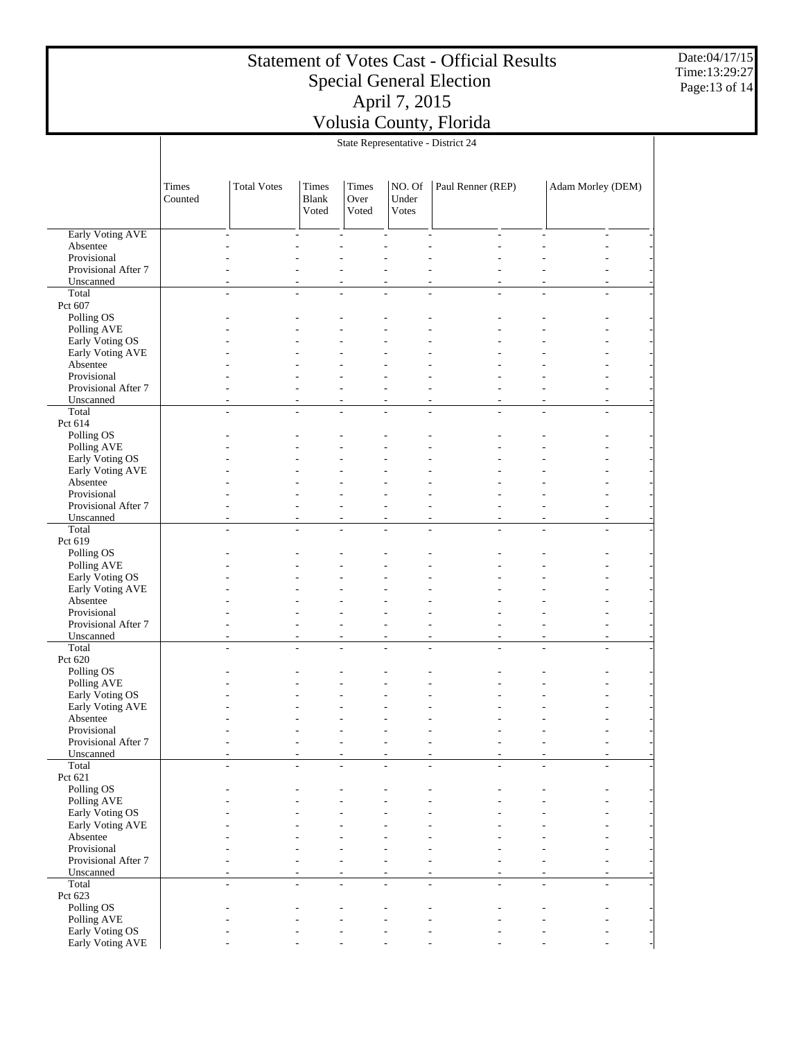# Statement of Votes Cast - Official Results
## Special General Election
## April 7, 2015
## Volusia County, Florida

State Representative - District 24

| | Times Counted | Total Votes | Times Blank Voted | Times Over Voted | NO. Of Under Votes | Paul Renner (REP) | | Adam Morley (DEM) | |
|---|---|---|---|---|---|---|---|---|---|
| Early Voting AVE | - | - | - | - | - | - | - | - | - |
| Absentee | - | - | - | - | - | - | - | - | - |
| Provisional | - | - | - | - | - | - | - | - | - |
| Provisional After 7 | - | - | - | - | - | - | - | - | - |
| Unscanned | - | - | - | - | - | - | - | - | - |
| Total | - | - | - | - | - | - | - | - | - |
| Pct 607 | | | | | | | | | |
| Polling OS | - | - | - | - | - | - | - | - | - |
| Polling AVE | - | - | - | - | - | - | - | - | - |
| Early Voting OS | - | - | - | - | - | - | - | - | - |
| Early Voting AVE | - | - | - | - | - | - | - | - | - |
| Absentee | - | - | - | - | - | - | - | - | - |
| Provisional | - | - | - | - | - | - | - | - | - |
| Provisional After 7 | - | - | - | - | - | - | - | - | - |
| Unscanned | - | - | - | - | - | - | - | - | - |
| Total | - | - | - | - | - | - | - | - | - |
| Pct 614 | | | | | | | | | |
| Polling OS | - | - | - | - | - | - | - | - | - |
| Polling AVE | - | - | - | - | - | - | - | - | - |
| Early Voting OS | - | - | - | - | - | - | - | - | - |
| Early Voting AVE | - | - | - | - | - | - | - | - | - |
| Absentee | - | - | - | - | - | - | - | - | - |
| Provisional | - | - | - | - | - | - | - | - | - |
| Provisional After 7 | - | - | - | - | - | - | - | - | - |
| Unscanned | - | - | - | - | - | - | - | - | - |
| Total | - | - | - | - | - | - | - | - | - |
| Pct 619 | | | | | | | | | |
| Polling OS | - | - | - | - | - | - | - | - | - |
| Polling AVE | - | - | - | - | - | - | - | - | - |
| Early Voting OS | - | - | - | - | - | - | - | - | - |
| Early Voting AVE | - | - | - | - | - | - | - | - | - |
| Absentee | - | - | - | - | - | - | - | - | - |
| Provisional | - | - | - | - | - | - | - | - | - |
| Provisional After 7 | - | - | - | - | - | - | - | - | - |
| Unscanned | - | - | - | - | - | - | - | - | - |
| Total | - | - | - | - | - | - | - | - | - |
| Pct 620 | | | | | | | | | |
| Polling OS | - | - | - | - | - | - | - | - | - |
| Polling AVE | - | - | - | - | - | - | - | - | - |
| Early Voting OS | - | - | - | - | - | - | - | - | - |
| Early Voting AVE | - | - | - | - | - | - | - | - | - |
| Absentee | - | - | - | - | - | - | - | - | - |
| Provisional | - | - | - | - | - | - | - | - | - |
| Provisional After 7 | - | - | - | - | - | - | - | - | - |
| Unscanned | - | - | - | - | - | - | - | - | - |
| Total | - | - | - | - | - | - | - | - | - |
| Pct 621 | | | | | | | | | |
| Polling OS | - | - | - | - | - | - | - | - | - |
| Polling AVE | - | - | - | - | - | - | - | - | - |
| Early Voting OS | - | - | - | - | - | - | - | - | - |
| Early Voting AVE | - | - | - | - | - | - | - | - | - |
| Absentee | - | - | - | - | - | - | - | - | - |
| Provisional | - | - | - | - | - | - | - | - | - |
| Provisional After 7 | - | - | - | - | - | - | - | - | - |
| Unscanned | - | - | - | - | - | - | - | - | - |
| Total | - | - | - | - | - | - | - | - | - |
| Pct 623 | | | | | | | | | |
| Polling OS | - | - | - | - | - | - | - | - | - |
| Polling AVE | - | - | - | - | - | - | - | - | - |
| Early Voting OS | - | - | - | - | - | - | - | - | - |
| Early Voting AVE | - | - | - | - | - | - | - | - | - |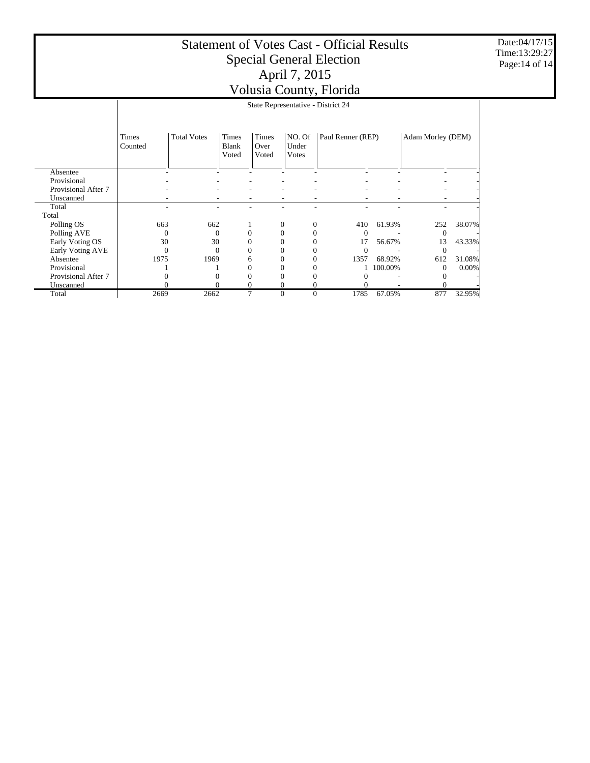# Statement of Votes Cast - Official Results
## Special General Election
## April 7, 2015
## Volusia County, Florida

Date:04/17/15
Time:13:29:27

State Representative - District 24

| | Times Counted | Total Votes | Times Blank Voted | Times Over Voted | NO. Of Under Votes | Paul Renner (REP) | | Adam Morley (DEM) | |
|---|---|---|---|---|---|---|---|---|---|
| Absentee | - | - | - | - | - | - | - | - | - |
| Provisional | - | - | - | - | - | - | - | - | - |
| Provisional After 7 | - | - | - | - | - | - | - | - | - |
| Unscanned | - | - | - | - | - | - | - | - | - |
| Total | - | - | - | - | - | - | - | - | - |
| Total | | | | | | | | | |
| Polling OS | 663 | 662 | 1 | 0 | 0 | 410 | 61.93% | 252 | 38.07% |
| Polling AVE | 0 | 0 | 0 | 0 | 0 | 0 | - | 0 | - |
| Early Voting OS | 30 | 30 | 0 | 0 | 0 | 17 | 56.67% | 13 | 43.33% |
| Early Voting AVE | 0 | 0 | 0 | 0 | 0 | 0 | - | 0 | - |
| Absentee | 1975 | 1969 | 6 | 0 | 0 | 1357 | 68.92% | 612 | 31.08% |
| Provisional | 1 | 1 | 0 | 0 | 0 | 1 | 100.00% | 0 | 0.00% |
| Provisional After 7 | 0 | 0 | 0 | 0 | 0 | 0 | - | 0 | - |
| Unscanned | 0 | 0 | 0 | 0 | 0 | 0 | - | 0 | - |
| Total | 2669 | 2662 | 7 | 0 | 0 | 1785 | 67.05% | 877 | 32.95% |